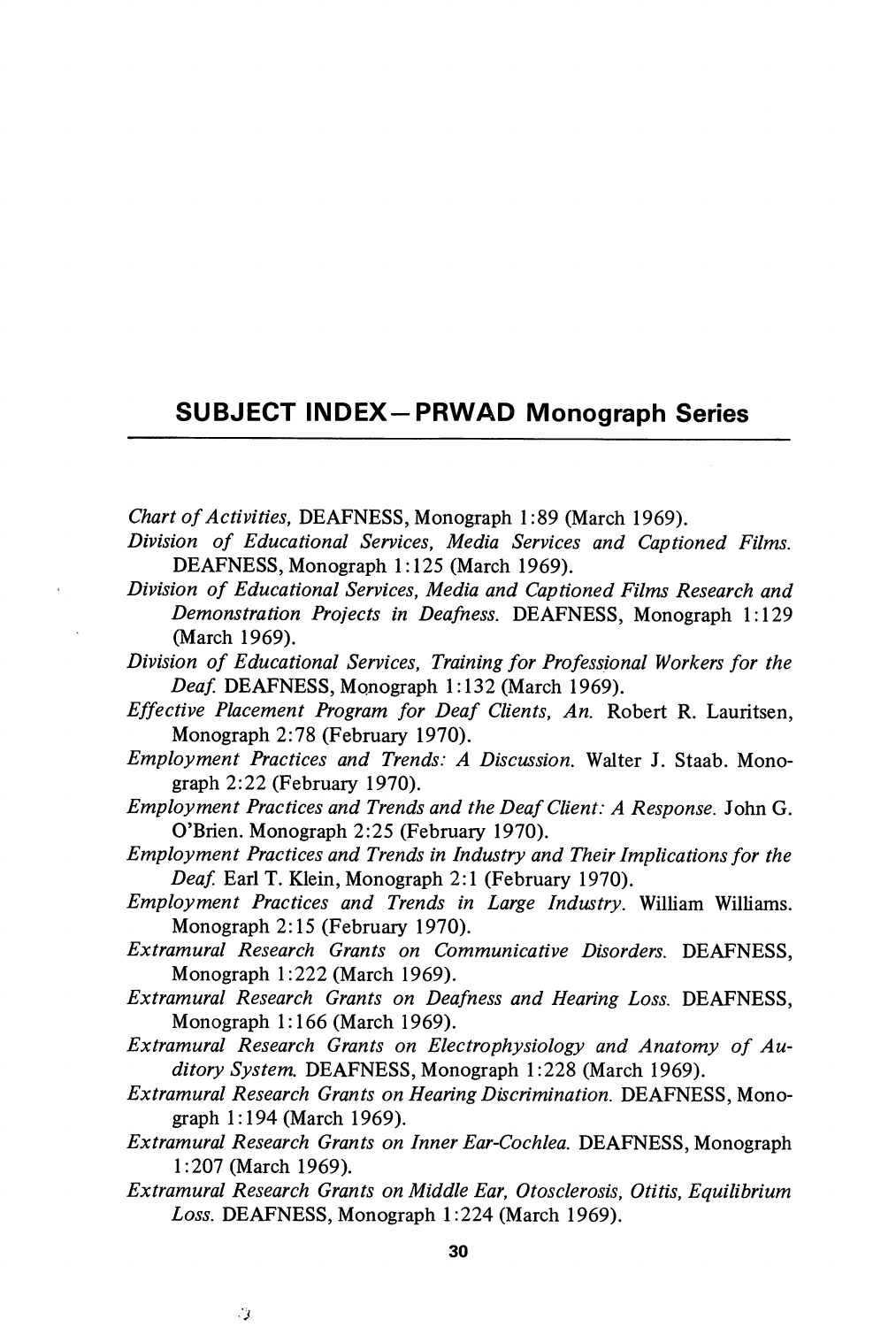## SUBJECT INDEX—PRWAD Monograph Series

*Chart of Activities,* DEAFNESS, Monograph 1:89 (March 1969).

*Division of Educational Services, Media Services and Captioned Films.* DEAFNESS, Monograph 1:125 (March 1969).

*Division of Educational Services, Media and Captioned Films Research and Demonstration Projects in Deafness.* DEAFNESS, Monograph 1:129 (March 1969).

*Division of Educational Services, Training for Professional Workers for the Deaf.* DEAFNESS, Monograph 1:132 (March 1969).

*Effective Placement Program for Deaf Clients, An.* Robert R. Lauritsen, Monograph 2:78 (February 1970).

*Employment Practices and Trends: A Discussion.* Walter J. Staab. Monograph 2:22 (February 1970).

*Employment Practices and Trends and the Deaf Client: A Response.* John G. O'Brien. Monograph 2:25 (February 1970).

*Employment Practices and Trends in Industry and Their Implications for the Deaf.* Earl T. Klein, Monograph 2:1 (February 1970).

*Employment Practices and Trends in Large Industry.* William Williams. Monograph 2:15 (February 1970).

*Extramural Research Grants on Communicative Disorders.* DEAFNESS, Monograph 1:222 (March 1969).

*Extramural Research Grants on Deafness and Hearing Loss.* DEAFNESS, Monograph 1:166 (March 1969).

*Extramural Research Grants on Electrophysiology and Anatomy of Auditory System.* DEAFNESS, Monograph 1:228 (March 1969).

*Extramural Research Grants on Hearing Discrimination.* DEAFNESS, Monograph 1:194 (March 1969).

*Extramural Research Grants on Inner Ear-Cochlea.* DEAFNESS, Monograph 1:207 (March 1969).

*Extramural Research Grants on Middle Ear, Otosclerosis, Otitis, Equilibrium Loss.* DEAFNESS, Monograph 1:224 (March 1969).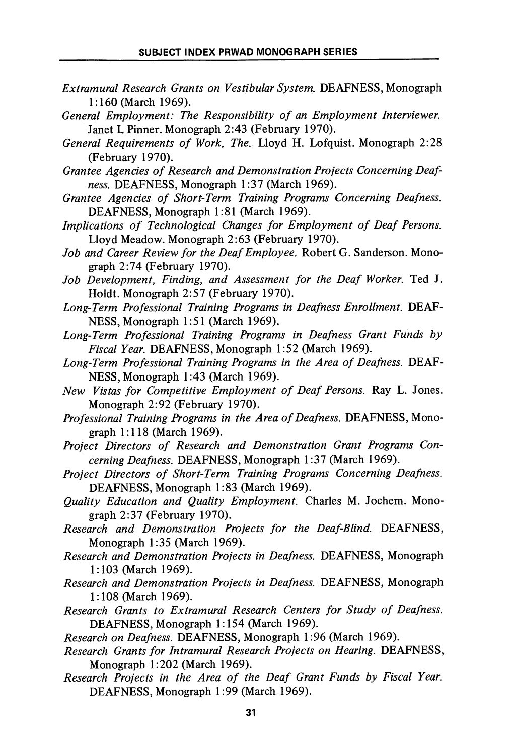*Extramural Research Grants on Vestibular System.* DEAFNESS, Monograph 1:160 (March 1969).

*General Employment: The Responsibility of an Employment Interviewer.* Janet L Pinner. Monograph 2:43 (February 1970).

*General Requirements of Work, The.* Lloyd H. Lofquist. Monograph 2:28 (February 1970).

*Grantee Agencies of Research and Demonstration Projects Concerning Deafness.* DEAFNESS, Monograph 1:37 (March 1969).

*Grantee Agencies of Short-Term Training Programs Concerning Deafness.* DEAFNESS, Monograph 1:81 (March 1969).

*Implications of Technological Changes for Employment of Deaf Persons.* Lloyd Meadow. Monograph 2:63 (February 1970).

*Job and Career Review for the Deaf Employee.* Robert G. Sanderson. Monograph 2:74 (February 1970).

*Job Development, Finding, and Assessment for the Deaf Worker.* Ted J. Holdt. Monograph 2:57 (February 1970).

*Long-Term Professional Training Programs in Deafness Enrollment.* DEAFNESS, Monograph 1:51 (March 1969).

*Long-Term Professional Training Programs in Deafness Grant Funds by Fiscal Year.* DEAFNESS, Monograph 1:52 (March 1969).

*Long-Term Professional Training Programs in the Area of Deafness.* DEAFNESS, Monograph 1:43 (March 1969).

*New Vistas for Competitive Employment of Deaf Persons.* Ray L. Jones. Monograph 2:92 (February 1970).

*Professional Training Programs in the Area of Deafness.* DEAFNESS, Monograph 1:118 (March 1969).

*Project Directors of Research and Demonstration Grant Programs Concerning Deafness.* DEAFNESS, Monograph 1:37 (March 1969).

*Project Directors of Short-Term Training Programs Concerning Deafness.* DEAFNESS, Monograph 1:83 (March 1969).

*Quality Education and Quality Employment.* Charles M. Jochem. Monograph 2:37 (February 1970).

*Research and Demonstration Projects for the Deaf-Blind.* DEAFNESS, Monograph 1:35 (March 1969).

*Research and Demonstration Projects in Deafness.* DEAFNESS, Monograph 1:103 (March 1969).

*Research and Demonstration Projects in Deafness.* DEAFNESS, Monograph 1:108 (March 1969).

*Research Grants to Extramural Research Centers for Study of Deafness.* DEAFNESS, Monograph 1:154 (March 1969).

*Research on Deafness.* DEAFNESS, Monograph 1:96 (March 1969).

*Research Grants for Intramural Research Projects on Hearing.* DEAFNESS, Monograph 1:202 (March 1969).

*Research Projects in the Area of the Deaf Grant Funds by Fiscal Year.* DEAFNESS, Monograph 1:99 (March 1969).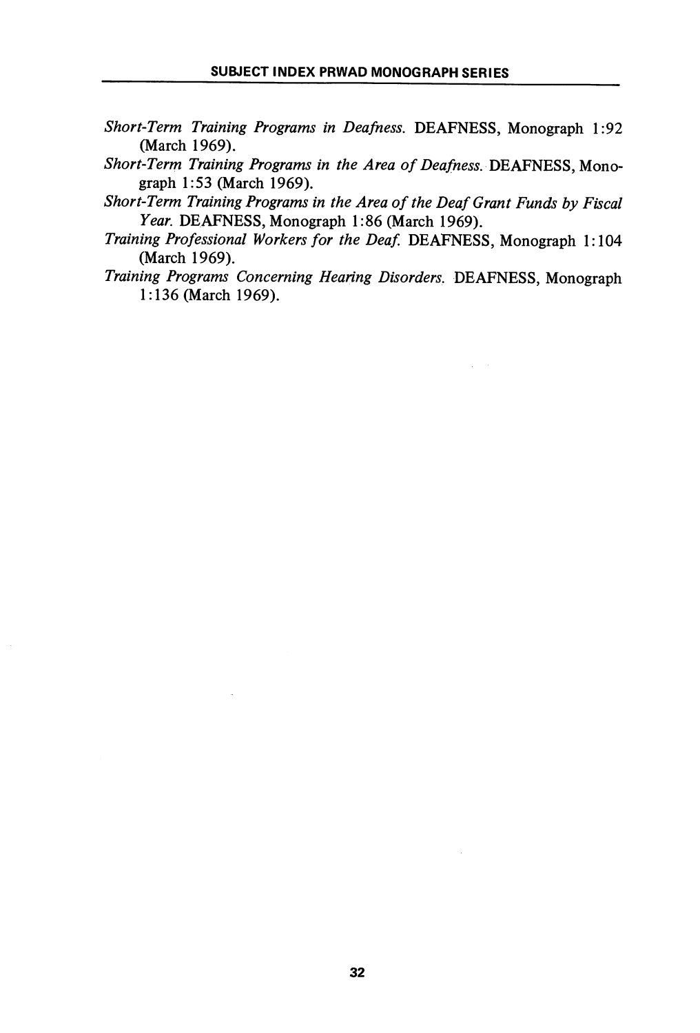*Short-Term Training Programs in Deafness.* DEAFNESS, Monograph 1:92 (March 1969).

*Short-Term Training Programs in the Area of Deafness.* DEAFNESS, Monograph 1:53 (March 1969).

*Short-Term Training Programs in the Area of the Deaf Grant Funds by Fiscal Year.* DEAFNESS, Monograph 1:86 (March 1969).

*Training Professional Workers for the Deaf.* DEAFNESS, Monograph 1:104 (March 1969).

*Training Programs Concerning Hearing Disorders.* DEAFNESS, Monograph 1:136 (March 1969).